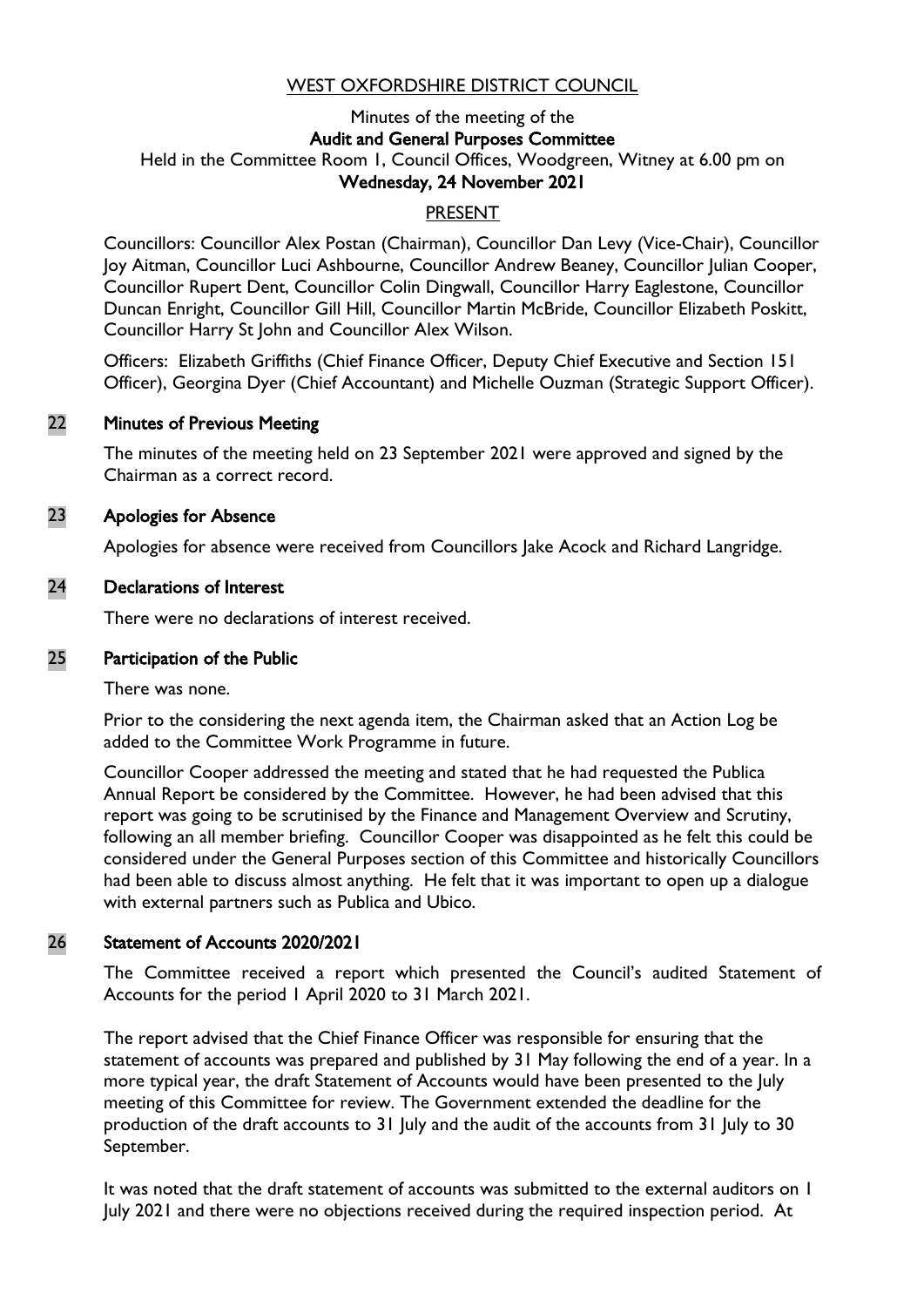# WEST OXFORDSHIRE DISTRICT COUNCIL

Minutes of the meeting of the
**Audit and General Purposes Committee**
Held in the Committee Room 1, Council Offices, Woodgreen, Witney at 6.00 pm on
**Wednesday, 24 November 2021**

## PRESENT

Councillors: Councillor Alex Postan (Chairman), Councillor Dan Levy (Vice-Chair), Councillor Joy Aitman, Councillor Luci Ashbourne, Councillor Andrew Beaney, Councillor Julian Cooper, Councillor Rupert Dent, Councillor Colin Dingwall, Councillor Harry Eaglestone, Councillor Duncan Enright, Councillor Gill Hill, Councillor Martin McBride, Councillor Elizabeth Poskitt, Councillor Harry St John and Councillor Alex Wilson.

Officers: Elizabeth Griffiths (Chief Finance Officer, Deputy Chief Executive and Section 151 Officer), Georgina Dyer (Chief Accountant) and Michelle Ouzman (Strategic Support Officer).

## 22 Minutes of Previous Meeting

The minutes of the meeting held on 23 September 2021 were approved and signed by the Chairman as a correct record.

## 23 Apologies for Absence

Apologies for absence were received from Councillors Jake Acock and Richard Langridge.

## 24 Declarations of Interest

There were no declarations of interest received.

## 25 Participation of the Public

There was none.

Prior to the considering the next agenda item, the Chairman asked that an Action Log be added to the Committee Work Programme in future.

Councillor Cooper addressed the meeting and stated that he had requested the Publica Annual Report be considered by the Committee. However, he had been advised that this report was going to be scrutinised by the Finance and Management Overview and Scrutiny, following an all member briefing. Councillor Cooper was disappointed as he felt this could be considered under the General Purposes section of this Committee and historically Councillors had been able to discuss almost anything. He felt that it was important to open up a dialogue with external partners such as Publica and Ubico.

## 26 Statement of Accounts 2020/2021

The Committee received a report which presented the Council's audited Statement of Accounts for the period 1 April 2020 to 31 March 2021.

The report advised that the Chief Finance Officer was responsible for ensuring that the statement of accounts was prepared and published by 31 May following the end of a year. In a more typical year, the draft Statement of Accounts would have been presented to the July meeting of this Committee for review. The Government extended the deadline for the production of the draft accounts to 31 July and the audit of the accounts from 31 July to 30 September.

It was noted that the draft statement of accounts was submitted to the external auditors on 1 July 2021 and there were no objections received during the required inspection period. At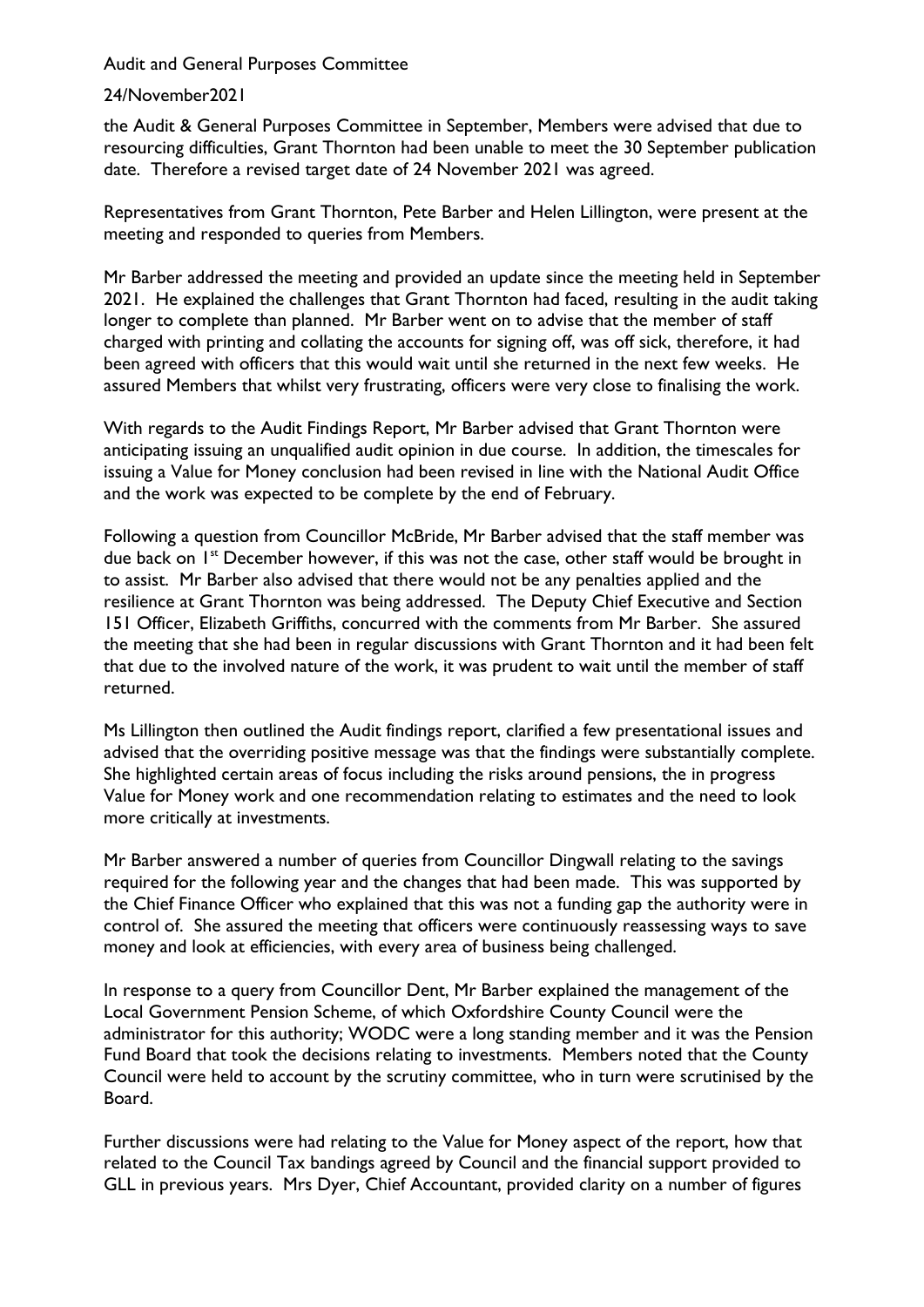the Audit & General Purposes Committee in September, Members were advised that due to resourcing difficulties, Grant Thornton had been unable to meet the 30 September publication date. Therefore a revised target date of 24 November 2021 was agreed.

Representatives from Grant Thornton, Pete Barber and Helen Lillington, were present at the meeting and responded to queries from Members.

Mr Barber addressed the meeting and provided an update since the meeting held in September 2021. He explained the challenges that Grant Thornton had faced, resulting in the audit taking longer to complete than planned. Mr Barber went on to advise that the member of staff charged with printing and collating the accounts for signing off, was off sick, therefore, it had been agreed with officers that this would wait until she returned in the next few weeks. He assured Members that whilst very frustrating, officers were very close to finalising the work.

With regards to the Audit Findings Report, Mr Barber advised that Grant Thornton were anticipating issuing an unqualified audit opinion in due course. In addition, the timescales for issuing a Value for Money conclusion had been revised in line with the National Audit Office and the work was expected to be complete by the end of February.

Following a question from Councillor McBride, Mr Barber advised that the staff member was due back on 1st December however, if this was not the case, other staff would be brought in to assist. Mr Barber also advised that there would not be any penalties applied and the resilience at Grant Thornton was being addressed. The Deputy Chief Executive and Section 151 Officer, Elizabeth Griffiths, concurred with the comments from Mr Barber. She assured the meeting that she had been in regular discussions with Grant Thornton and it had been felt that due to the involved nature of the work, it was prudent to wait until the member of staff returned.

Ms Lillington then outlined the Audit findings report, clarified a few presentational issues and advised that the overriding positive message was that the findings were substantially complete. She highlighted certain areas of focus including the risks around pensions, the in progress Value for Money work and one recommendation relating to estimates and the need to look more critically at investments.

Mr Barber answered a number of queries from Councillor Dingwall relating to the savings required for the following year and the changes that had been made. This was supported by the Chief Finance Officer who explained that this was not a funding gap the authority were in control of. She assured the meeting that officers were continuously reassessing ways to save money and look at efficiencies, with every area of business being challenged.

In response to a query from Councillor Dent, Mr Barber explained the management of the Local Government Pension Scheme, of which Oxfordshire County Council were the administrator for this authority; WODC were a long standing member and it was the Pension Fund Board that took the decisions relating to investments. Members noted that the County Council were held to account by the scrutiny committee, who in turn were scrutinised by the Board.

Further discussions were had relating to the Value for Money aspect of the report, how that related to the Council Tax bandings agreed by Council and the financial support provided to GLL in previous years. Mrs Dyer, Chief Accountant, provided clarity on a number of figures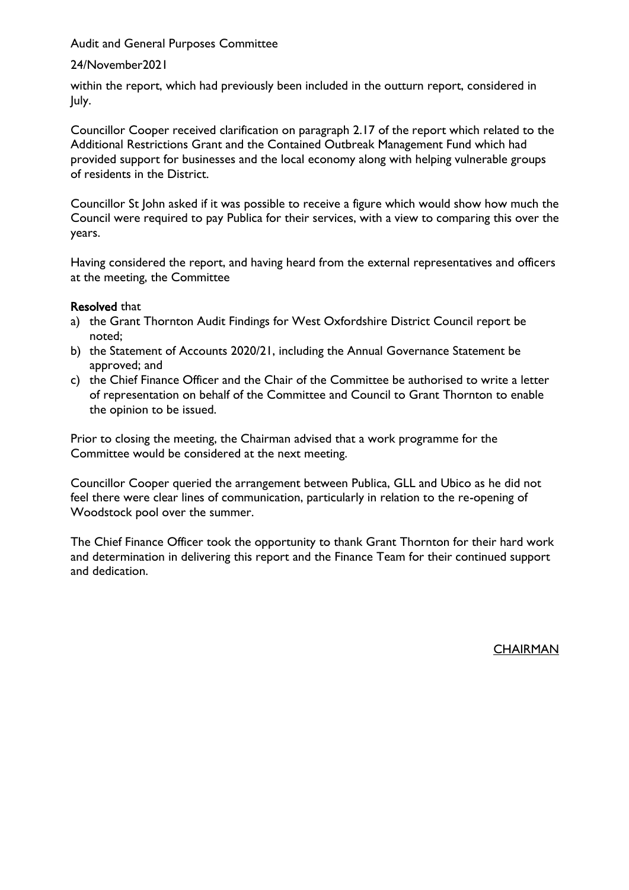within the report, which had previously been included in the outturn report, considered in July.

Councillor Cooper received clarification on paragraph 2.17 of the report which related to the Additional Restrictions Grant and the Contained Outbreak Management Fund which had provided support for businesses and the local economy along with helping vulnerable groups of residents in the District.

Councillor St John asked if it was possible to receive a figure which would show how much the Council were required to pay Publica for their services, with a view to comparing this over the years.

Having considered the report, and having heard from the external representatives and officers at the meeting, the Committee

**Resolved** that

a) the Grant Thornton Audit Findings for West Oxfordshire District Council report be noted;
b) the Statement of Accounts 2020/21, including the Annual Governance Statement be approved; and
c) the Chief Finance Officer and the Chair of the Committee be authorised to write a letter of representation on behalf of the Committee and Council to Grant Thornton to enable the opinion to be issued.

Prior to closing the meeting, the Chairman advised that a work programme for the Committee would be considered at the next meeting.

Councillor Cooper queried the arrangement between Publica, GLL and Ubico as he did not feel there were clear lines of communication, particularly in relation to the re-opening of Woodstock pool over the summer.

The Chief Finance Officer took the opportunity to thank Grant Thornton for their hard work and determination in delivering this report and the Finance Team for their continued support and dedication.

CHAIRMAN